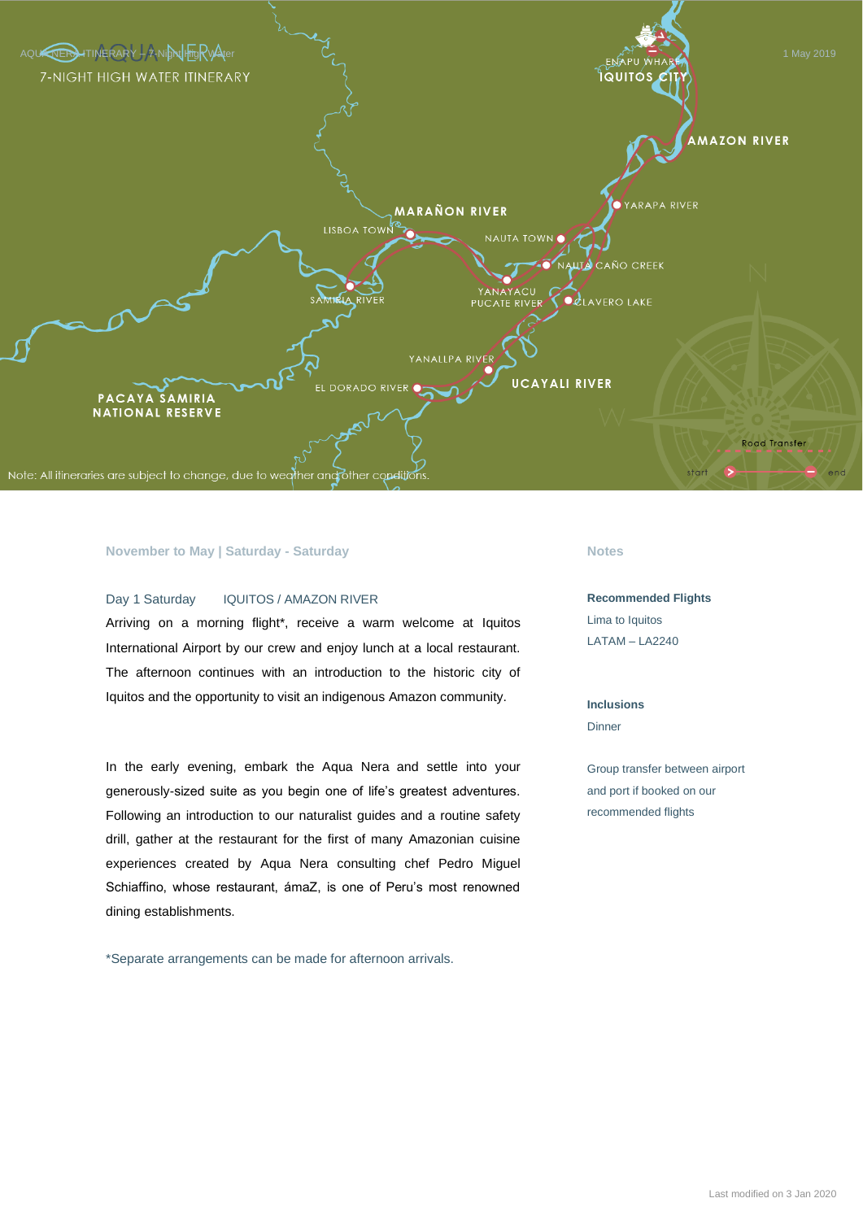# AQUA NERA

## 7-NIGHT HIGH WATER ITINERARY

1 May 2019

ENAPU WHARF
IQUITOS CITY
AMAZON RIVER
YARAPA RIVER
MARAÑON RIVER
LISBOA TOWN
NAUTA TOWN
NAUTA CAÑO CREEK
SAMIRIA RIVER
YANAYACU PUCATE RIVER
CLAVERO LAKE
YANALLPA RIVER
EL DORADO RIVER
UCAYALI RIVER
PACAYA SAMIRIA NATIONAL RESERVE

Road Transfer
start — end

Note: All itineraries are subject to change, due to weather and other conditions.

**November to May | Saturday - Saturday**

### Day 1 Saturday IQUITOS / AMAZON RIVER

Arriving on a morning flight*, receive a warm welcome at Iquitos International Airport by our crew and enjoy lunch at a local restaurant. The afternoon continues with an introduction to the historic city of Iquitos and the opportunity to visit an indigenous Amazon community.

In the early evening, embark the Aqua Nera and settle into your generously-sized suite as you begin one of life's greatest adventures. Following an introduction to our naturalist guides and a routine safety drill, gather at the restaurant for the first of many Amazonian cuisine experiences created by Aqua Nera consulting chef Pedro Miguel Schiaffino, whose restaurant, ámaZ, is one of Peru's most renowned dining establishments.

*Separate arrangements can be made for afternoon arrivals.

**Notes**

**Recommended Flights**

Lima to Iquitos
LATAM – LA2240

**Inclusions**

Dinner

Group transfer between airport and port if booked on our recommended flights

Last modified on 3 Jan 2020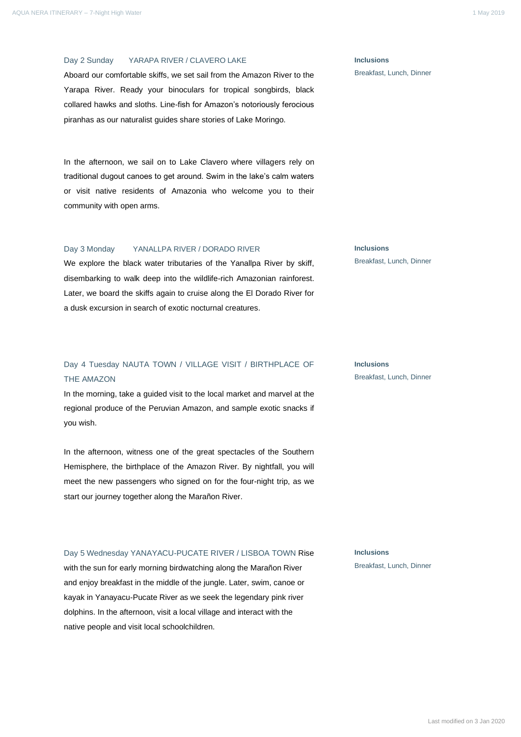### Day 2 Sunday YARAPA RIVER / CLAVERO LAKE

Aboard our comfortable skiffs, we set sail from the Amazon River to the Yarapa River. Ready your binoculars for tropical songbirds, black collared hawks and sloths. Line-fish for Amazon's notoriously ferocious piranhas as our naturalist guides share stories of Lake Moringo.

In the afternoon, we sail on to Lake Clavero where villagers rely on traditional dugout canoes to get around. Swim in the lake's calm waters or visit native residents of Amazonia who welcome you to their community with open arms.

**Inclusions**
Breakfast, Lunch, Dinner

### Day 3 Monday YANALLPA RIVER / DORADO RIVER

We explore the black water tributaries of the Yanallpa River by skiff, disembarking to walk deep into the wildlife-rich Amazonian rainforest. Later, we board the skiffs again to cruise along the El Dorado River for a dusk excursion in search of exotic nocturnal creatures.

**Inclusions**
Breakfast, Lunch, Dinner

### Day 4 Tuesday NAUTA TOWN / VILLAGE VISIT / BIRTHPLACE OF THE AMAZON

In the morning, take a guided visit to the local market and marvel at the regional produce of the Peruvian Amazon, and sample exotic snacks if you wish.

In the afternoon, witness one of the great spectacles of the Southern Hemisphere, the birthplace of the Amazon River. By nightfall, you will meet the new passengers who signed on for the four-night trip, as we start our journey together along the Marañon River.

**Inclusions**
Breakfast, Lunch, Dinner

### Day 5 Wednesday YANAYACU-PUCATE RIVER / LISBOA TOWN

Rise with the sun for early morning birdwatching along the Marañon River and enjoy breakfast in the middle of the jungle. Later, swim, canoe or kayak in Yanayacu-Pucate River as we seek the legendary pink river dolphins. In the afternoon, visit a local village and interact with the native people and visit local schoolchildren.

**Inclusions**
Breakfast, Lunch, Dinner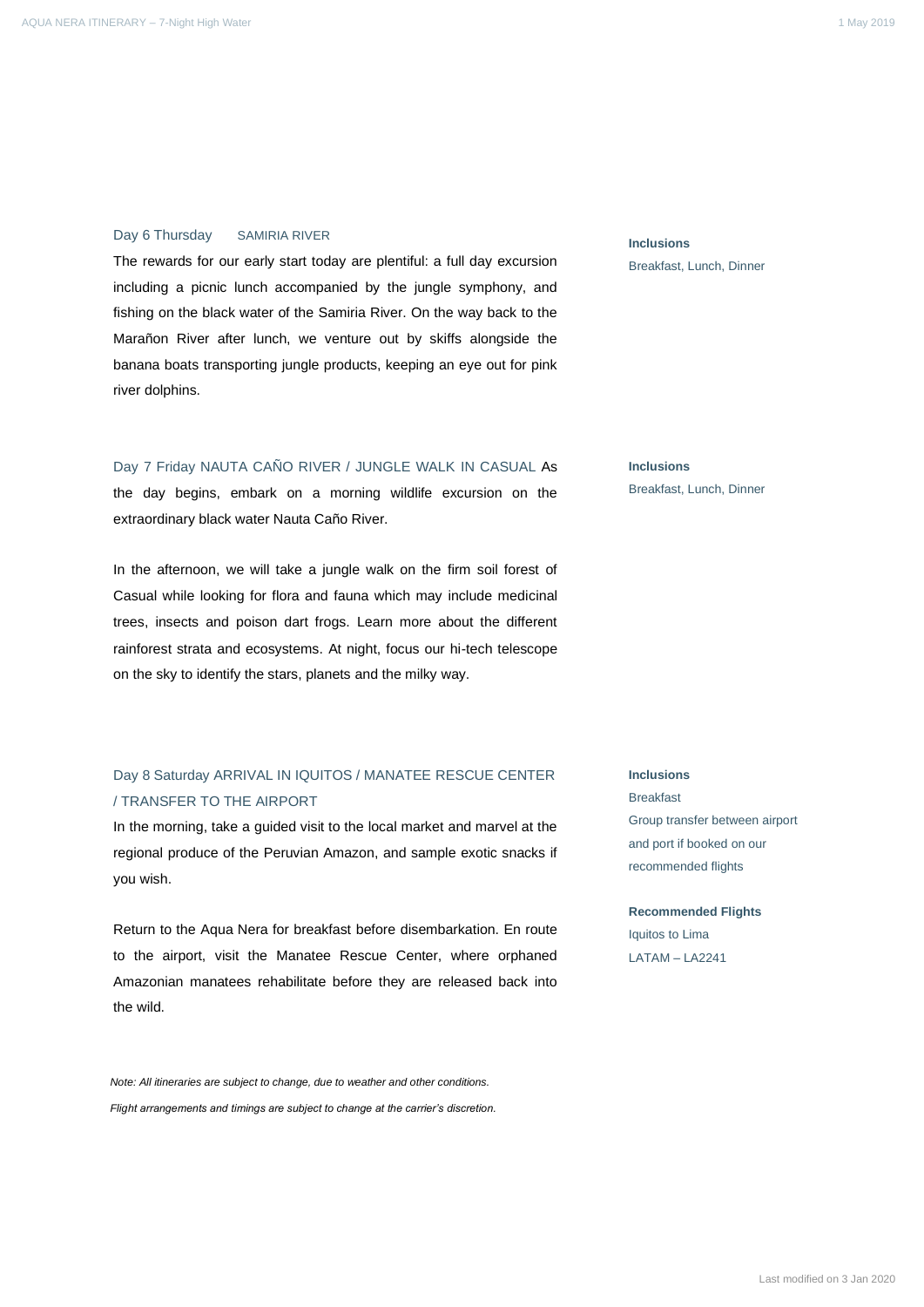### Day 6 Thursday SAMIRIA RIVER

The rewards for our early start today are plentiful: a full day excursion including a picnic lunch accompanied by the jungle symphony, and fishing on the black water of the Samiria River. On the way back to the Marañon River after lunch, we venture out by skiffs alongside the banana boats transporting jungle products, keeping an eye out for pink river dolphins.

**Inclusions**

Breakfast, Lunch, Dinner

### Day 7 Friday NAUTA CAÑO RIVER / JUNGLE WALK IN CASUAL

As the day begins, embark on a morning wildlife excursion on the extraordinary black water Nauta Caño River.

In the afternoon, we will take a jungle walk on the firm soil forest of Casual while looking for flora and fauna which may include medicinal trees, insects and poison dart frogs. Learn more about the different rainforest strata and ecosystems. At night, focus our hi-tech telescope on the sky to identify the stars, planets and the milky way.

**Inclusions**

Breakfast, Lunch, Dinner

### Day 8 Saturday ARRIVAL IN IQUITOS / MANATEE RESCUE CENTER / TRANSFER TO THE AIRPORT

In the morning, take a guided visit to the local market and marvel at the regional produce of the Peruvian Amazon, and sample exotic snacks if you wish.

Return to the Aqua Nera for breakfast before disembarkation. En route to the airport, visit the Manatee Rescue Center, where orphaned Amazonian manatees rehabilitate before they are released back into the wild.

**Inclusions**

Breakfast

Group transfer between airport and port if booked on our recommended flights

**Recommended Flights**

Iquitos to Lima

LATAM – LA2241

*Note: All itineraries are subject to change, due to weather and other conditions.*

*Flight arrangements and timings are subject to change at the carrier's discretion.*